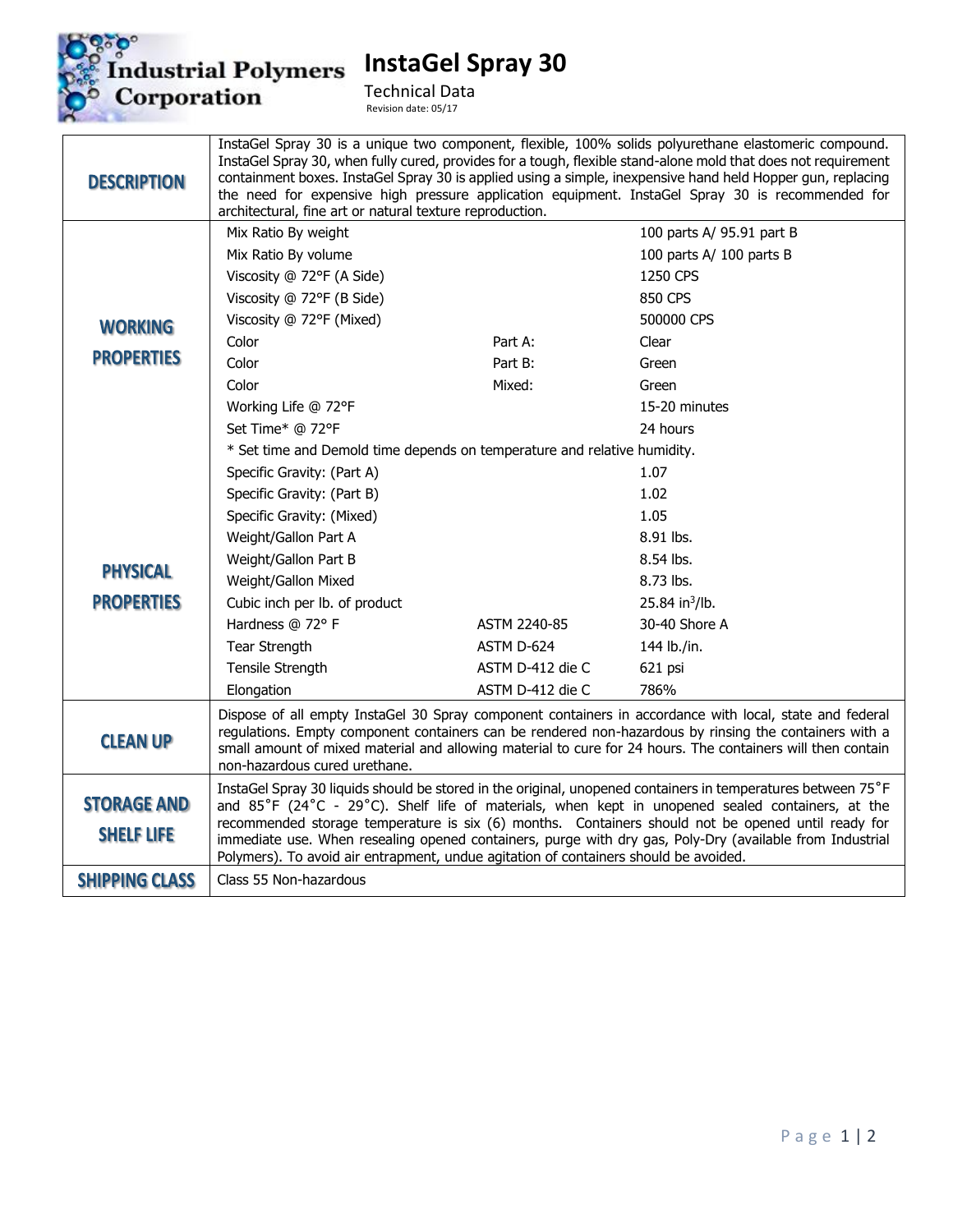# InstaGel Spray 30

Technical Data

Revision date: 05/17

| | | | |
|---|---|---|---|
| **DESCRIPTION** | InstaGel Spray 30 is a unique two component, flexible, 100% solids polyurethane elastomeric compound. InstaGel Spray 30, when fully cured, provides for a tough, flexible stand-alone mold that does not requirement containment boxes. InstaGel Spray 30 is applied using a simple, inexpensive hand held Hopper gun, replacing the need for expensive high pressure application equipment. InstaGel Spray 30 is recommended for architectural, fine art or natural texture reproduction. | | |
| **WORKING PROPERTIES** | Mix Ratio By weight | | 100 parts A/ 95.91 part B |
| | Mix Ratio By volume | | 100 parts A/ 100 parts B |
| | Viscosity @ 72°F (A Side) | | 1250 CPS |
| | Viscosity @ 72°F (B Side) | | 850 CPS |
| | Viscosity @ 72°F (Mixed) | | 500000 CPS |
| | Color | Part A: | Clear |
| | Color | Part B: | Green |
| | Color | Mixed: | Green |
| | Working Life @ 72°F | | 15-20 minutes |
| | Set Time* @ 72°F | | 24 hours |
| | * Set time and Demold time depends on temperature and relative humidity. | | |
| **PHYSICAL PROPERTIES** | Specific Gravity: (Part A) | | 1.07 |
| | Specific Gravity: (Part B) | | 1.02 |
| | Specific Gravity: (Mixed) | | 1.05 |
| | Weight/Gallon Part A | | 8.91 lbs. |
| | Weight/Gallon Part B | | 8.54 lbs. |
| | Weight/Gallon Mixed | | 8.73 lbs. |
| | Cubic inch per lb. of product | | 25.84 $in^3$/lb. |
| | Hardness @ 72° F | ASTM 2240-85 | 30-40 Shore A |
| | Tear Strength | ASTM D-624 | 144 lb./in. |
| | Tensile Strength | ASTM D-412 die C | 621 psi |
| | Elongation | ASTM D-412 die C | 786% |
| **CLEAN UP** | Dispose of all empty InstaGel 30 Spray component containers in accordance with local, state and federal regulations. Empty component containers can be rendered non-hazardous by rinsing the containers with a small amount of mixed material and allowing material to cure for 24 hours. The containers will then contain non-hazardous cured urethane. | | |
| **STORAGE AND SHELF LIFE** | InstaGel Spray 30 liquids should be stored in the original, unopened containers in temperatures between 75˚F and 85˚F (24˚C - 29˚C). Shelf life of materials, when kept in unopened sealed containers, at the recommended storage temperature is six (6) months. Containers should not be opened until ready for immediate use. When resealing opened containers, purge with dry gas, Poly-Dry (available from Industrial Polymers). To avoid air entrapment, undue agitation of containers should be avoided. | | |
| **SHIPPING CLASS** | Class 55 Non-hazardous | | |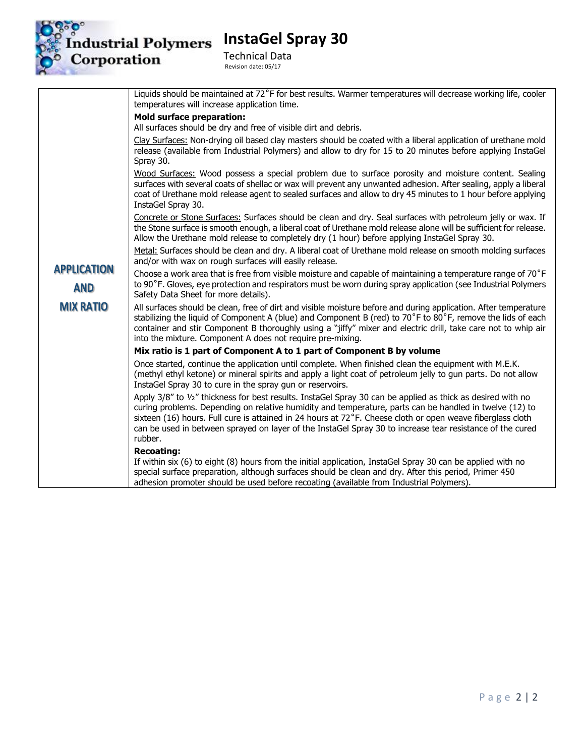| | |
|---|---|
| **APPLICATION AND MIX RATIO** | Liquids should be maintained at 72˚F for best results. Warmer temperatures will decrease working life, cooler temperatures will increase application time.<br><br>**Mold surface preparation:**<br>All surfaces should be dry and free of visible dirt and debris.<br><br><u>Clay Surfaces:</u> Non-drying oil based clay masters should be coated with a liberal application of urethane mold release (available from Industrial Polymers) and allow to dry for 15 to 20 minutes before applying InstaGel Spray 30.<br><br><u>Wood Surfaces:</u> Wood possess a special problem due to surface porosity and moisture content. Sealing surfaces with several coats of shellac or wax will prevent any unwanted adhesion. After sealing, apply a liberal coat of Urethane mold release agent to sealed surfaces and allow to dry 45 minutes to 1 hour before applying InstaGel Spray 30.<br><br><u>Concrete or Stone Surfaces:</u> Surfaces should be clean and dry. Seal surfaces with petroleum jelly or wax. If the Stone surface is smooth enough, a liberal coat of Urethane mold release alone will be sufficient for release. Allow the Urethane mold release to completely dry (1 hour) before applying InstaGel Spray 30.<br><br><u>Metal:</u> Surfaces should be clean and dry. A liberal coat of Urethane mold release on smooth molding surfaces and/or with wax on rough surfaces will easily release.<br><br>Choose a work area that is free from visible moisture and capable of maintaining a temperature range of 70˚F to 90˚F. Gloves, eye protection and respirators must be worn during spray application (see Industrial Polymers Safety Data Sheet for more details).<br><br>All surfaces should be clean, free of dirt and visible moisture before and during application. After temperature stabilizing the liquid of Component A (blue) and Component B (red) to 70˚F to 80˚F, remove the lids of each container and stir Component B thoroughly using a "jiffy" mixer and electric drill, take care not to whip air into the mixture. Component A does not require pre-mixing.<br><br>**Mix ratio is 1 part of Component A to 1 part of Component B by volume**<br><br>Once started, continue the application until complete. When finished clean the equipment with M.E.K. (methyl ethyl ketone) or mineral spirits and apply a light coat of petroleum jelly to gun parts. Do not allow InstaGel Spray 30 to cure in the spray gun or reservoirs.<br><br>Apply 3/8" to ½" thickness for best results. InstaGel Spray 30 can be applied as thick as desired with no curing problems. Depending on relative humidity and temperature, parts can be handled in twelve (12) to sixteen (16) hours. Full cure is attained in 24 hours at 72˚F. Cheese cloth or open weave fiberglass cloth can be used in between sprayed on layer of the InstaGel Spray 30 to increase tear resistance of the cured rubber.<br><br>**Recoating:**<br>If within six (6) to eight (8) hours from the initial application, InstaGel Spray 30 can be applied with no special surface preparation, although surfaces should be clean and dry. After this period, Primer 450 adhesion promoter should be used before recoating (available from Industrial Polymers). |